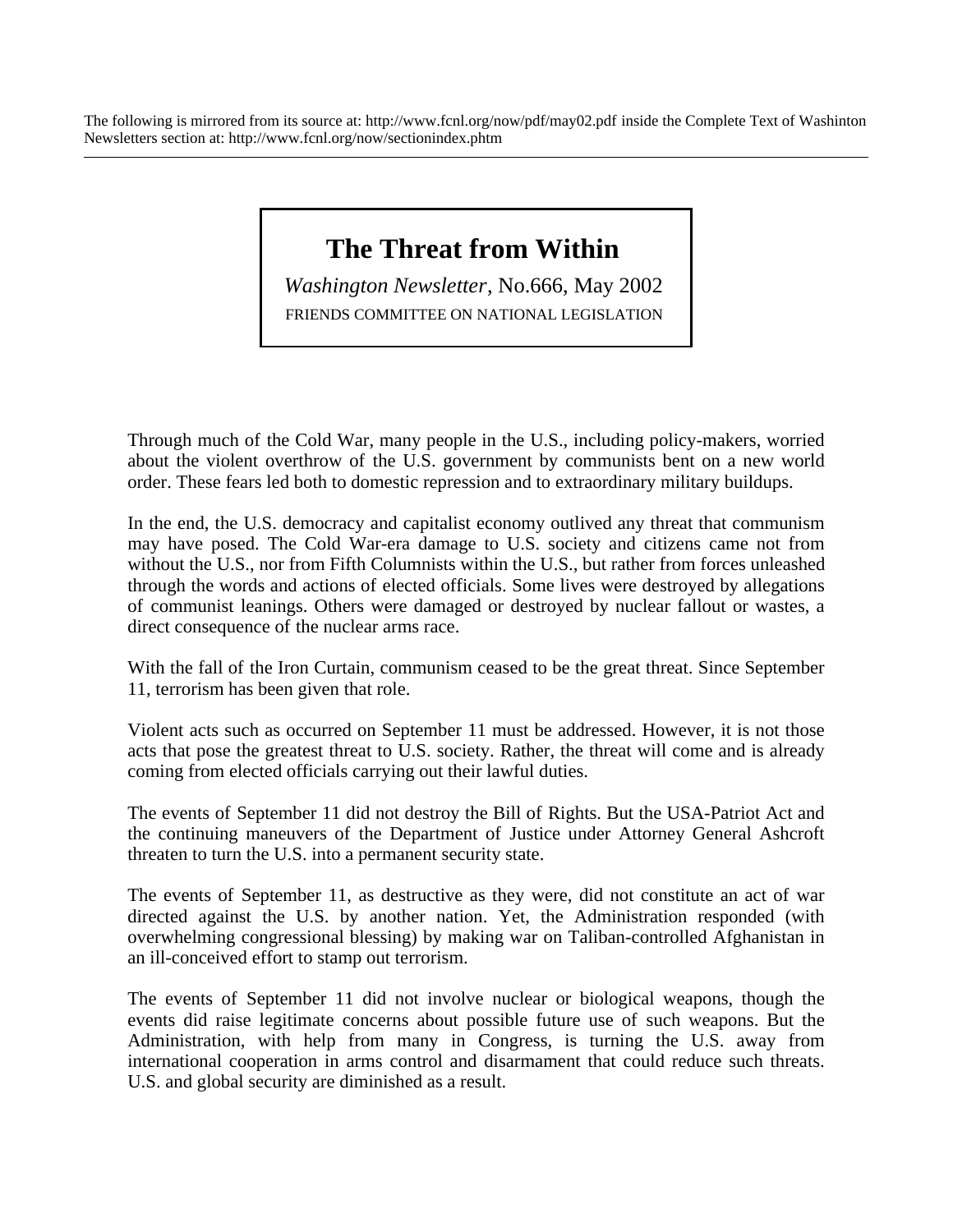The following is mirrored from its source at: http://www.fcnl.org/now/pdf/may02.pdf inside the Complete Text of Washinton Newsletters section at: http://www.fcnl.org/now/sectionindex.phtm

---

# The Threat from Within

*Washington Newsletter*, No.666, May 2002

FRIENDS COMMITTEE ON NATIONAL LEGISLATION

Through much of the Cold War, many people in the U.S., including policy-makers, worried about the violent overthrow of the U.S. government by communists bent on a new world order. These fears led both to domestic repression and to extraordinary military buildups.

In the end, the U.S. democracy and capitalist economy outlived any threat that communism may have posed. The Cold War-era damage to U.S. society and citizens came not from without the U.S., nor from Fifth Columnists within the U.S., but rather from forces unleashed through the words and actions of elected officials. Some lives were destroyed by allegations of communist leanings. Others were damaged or destroyed by nuclear fallout or wastes, a direct consequence of the nuclear arms race.

With the fall of the Iron Curtain, communism ceased to be the great threat. Since September 11, terrorism has been given that role.

Violent acts such as occurred on September 11 must be addressed. However, it is not those acts that pose the greatest threat to U.S. society. Rather, the threat will come and is already coming from elected officials carrying out their lawful duties.

The events of September 11 did not destroy the Bill of Rights. But the USA-Patriot Act and the continuing maneuvers of the Department of Justice under Attorney General Ashcroft threaten to turn the U.S. into a permanent security state.

The events of September 11, as destructive as they were, did not constitute an act of war directed against the U.S. by another nation. Yet, the Administration responded (with overwhelming congressional blessing) by making war on Taliban-controlled Afghanistan in an ill-conceived effort to stamp out terrorism.

The events of September 11 did not involve nuclear or biological weapons, though the events did raise legitimate concerns about possible future use of such weapons. But the Administration, with help from many in Congress, is turning the U.S. away from international cooperation in arms control and disarmament that could reduce such threats. U.S. and global security are diminished as a result.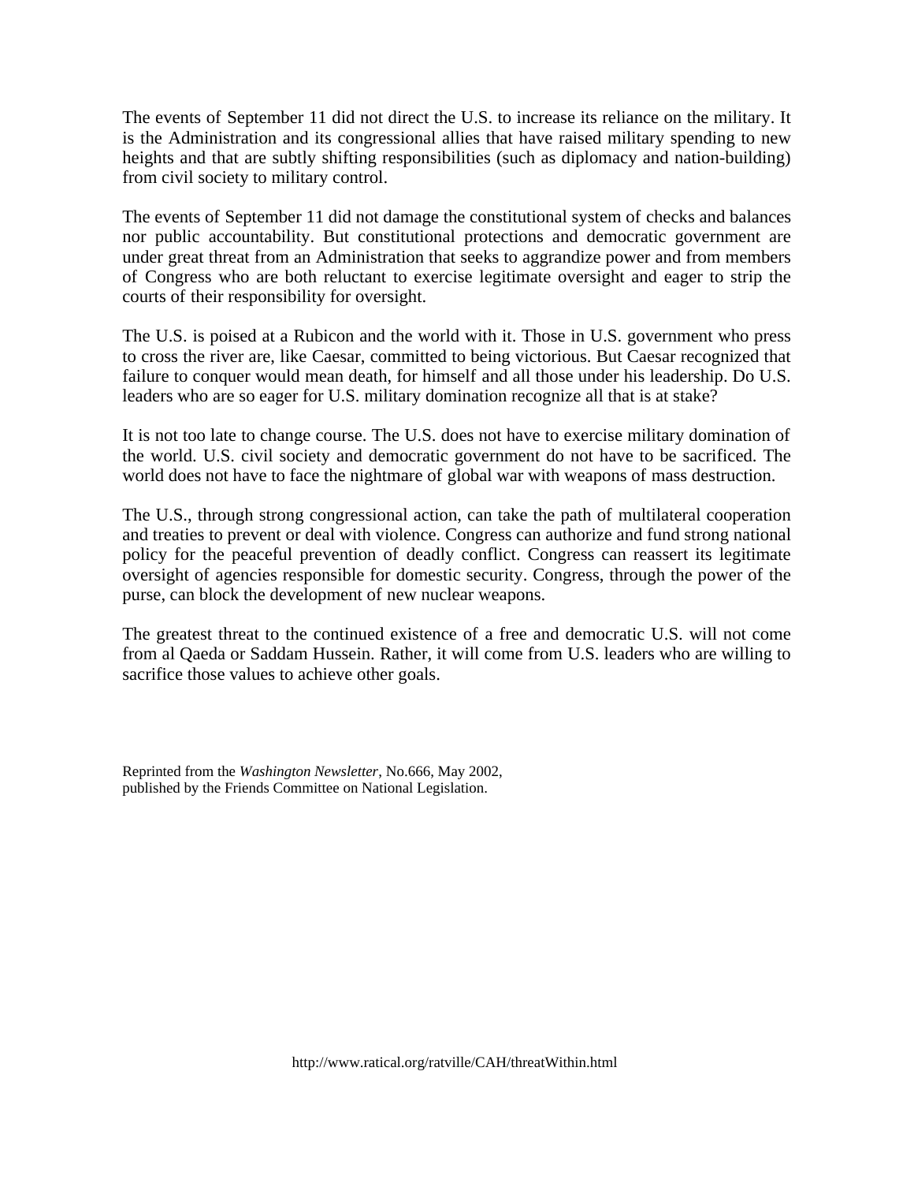The events of September 11 did not direct the U.S. to increase its reliance on the military. It is the Administration and its congressional allies that have raised military spending to new heights and that are subtly shifting responsibilities (such as diplomacy and nation-building) from civil society to military control.

The events of September 11 did not damage the constitutional system of checks and balances nor public accountability. But constitutional protections and democratic government are under great threat from an Administration that seeks to aggrandize power and from members of Congress who are both reluctant to exercise legitimate oversight and eager to strip the courts of their responsibility for oversight.

The U.S. is poised at a Rubicon and the world with it. Those in U.S. government who press to cross the river are, like Caesar, committed to being victorious. But Caesar recognized that failure to conquer would mean death, for himself and all those under his leadership. Do U.S. leaders who are so eager for U.S. military domination recognize all that is at stake?

It is not too late to change course. The U.S. does not have to exercise military domination of the world. U.S. civil society and democratic government do not have to be sacrificed. The world does not have to face the nightmare of global war with weapons of mass destruction.

The U.S., through strong congressional action, can take the path of multilateral cooperation and treaties to prevent or deal with violence. Congress can authorize and fund strong national policy for the peaceful prevention of deadly conflict. Congress can reassert its legitimate oversight of agencies responsible for domestic security. Congress, through the power of the purse, can block the development of new nuclear weapons.

The greatest threat to the continued existence of a free and democratic U.S. will not come from al Qaeda or Saddam Hussein. Rather, it will come from U.S. leaders who are willing to sacrifice those values to achieve other goals.

Reprinted from the *Washington Newsletter*, No.666, May 2002,
published by the Friends Committee on National Legislation.

http://www.ratical.org/ratville/CAH/threatWithin.html